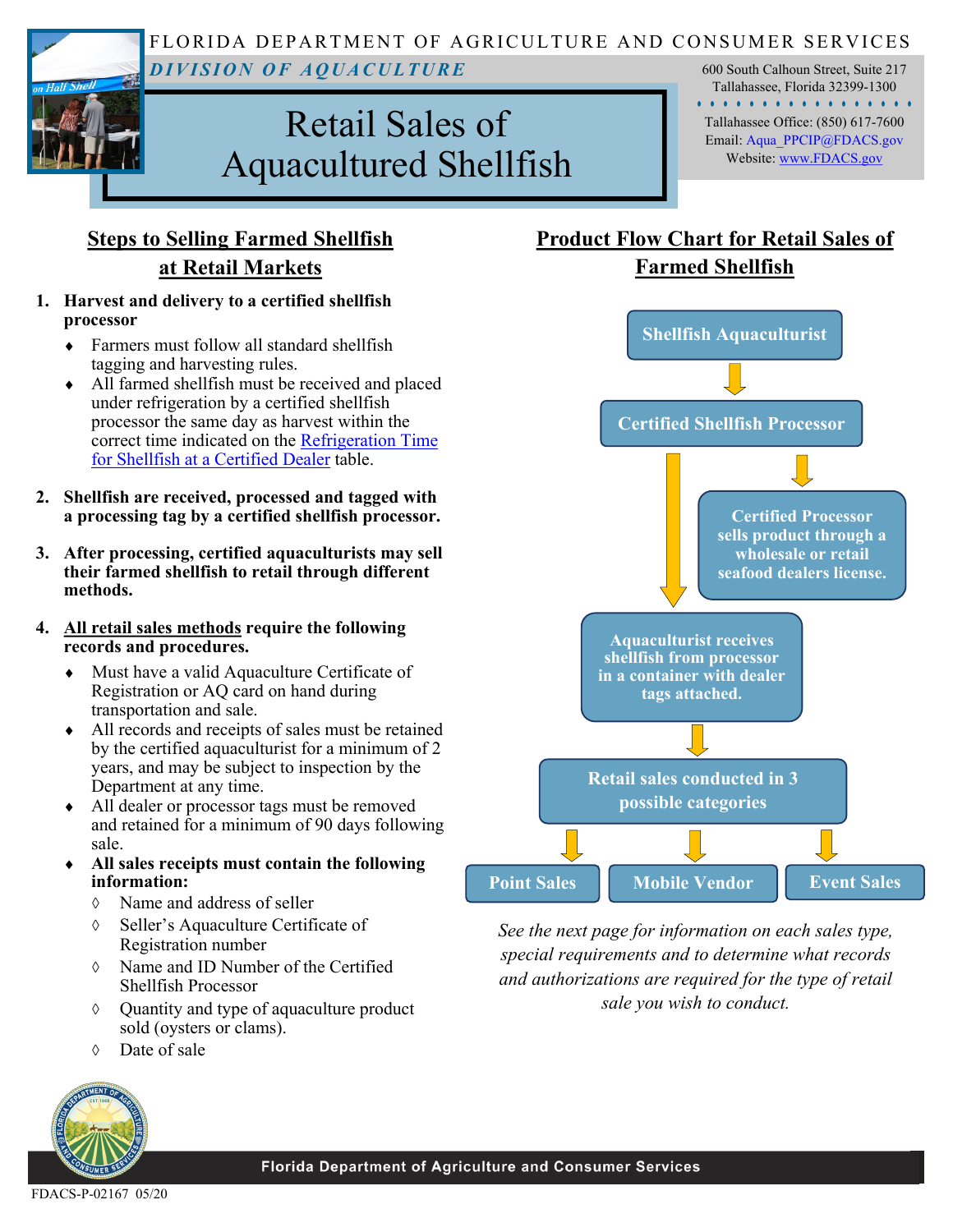FLORIDA DEPARTMENT OF AGRICULTURE AND CONSUMER SERVICES

***DIVISION OF AQUACULTURE***

600 South Calhoun Street, Suite 217
Tallahassee, Florida 32399-1300

Tallahassee Office: (850) 617-7600
Email: Aqua_PPCIP@FDACS.gov
Website: www.FDACS.gov

# Retail Sales of Aquacultured Shellfish

## Steps to Selling Farmed Shellfish at Retail Markets

1. **Harvest and delivery to a certified shellfish processor**
   - Farmers must follow all standard shellfish tagging and harvesting rules.
   - All farmed shellfish must be received and placed under refrigeration by a certified shellfish processor the same day as harvest within the correct time indicated on the Refrigeration Time for Shellfish at a Certified Dealer table.

2. **Shellfish are received, processed and tagged with a processing tag by a certified shellfish processor.**

3. **After processing, certified aquaculturists may sell their farmed shellfish to retail through different methods.**

4. **All retail sales methods require the following records and procedures.**
   - Must have a valid Aquaculture Certificate of Registration or AQ card on hand during transportation and sale.
   - All records and receipts of sales must be retained by the certified aquaculturist for a minimum of 2 years, and may be subject to inspection by the Department at any time.
   - All dealer or processor tags must be removed and retained for a minimum of 90 days following sale.
   - **All sales receipts must contain the following information:**
     - Name and address of seller
     - Seller's Aquaculture Certificate of Registration number
     - Name and ID Number of the Certified Shellfish Processor
     - Quantity and type of aquaculture product sold (oysters or clams).
     - Date of sale

## Product Flow Chart for Retail Sales of Farmed Shellfish

- **Shellfish Aquaculturist**
  - ↓
- **Certified Shellfish Processor**
  - → **Certified Processor sells product through a wholesale or retail seafood dealers license.**
  - ↓
- **Aquaculturist receives shellfish from processor in a container with dealer tags attached.**
  - ↓
- **Retail sales conducted in 3 possible categories**
  - ↓
- **Point Sales** | **Mobile Vendor** | **Event Sales**

*See the next page for information on each sales type, special requirements and to determine what records and authorizations are required for the type of retail sale you wish to conduct.*

FDACS-P-02167 05/20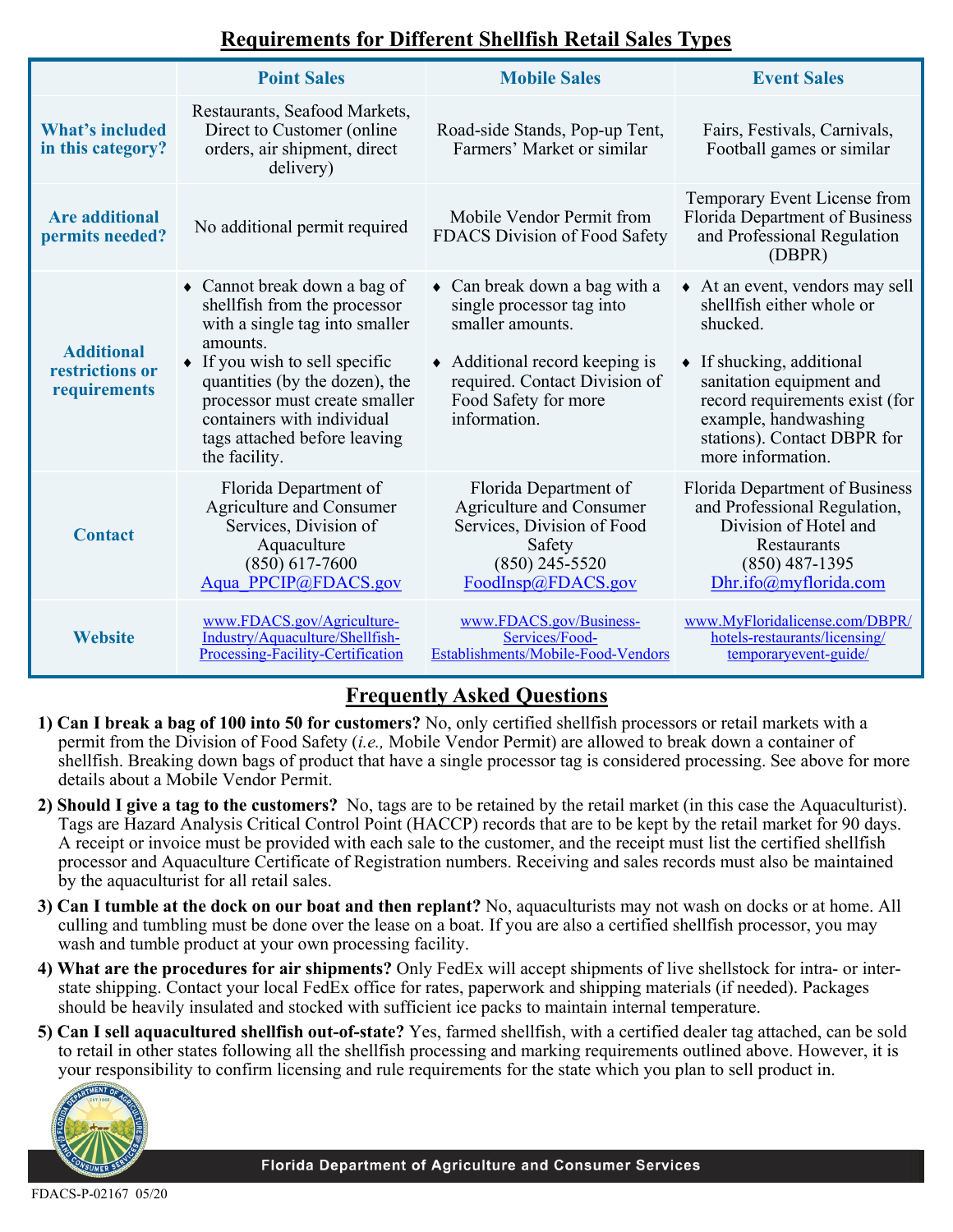## Requirements for Different Shellfish Retail Sales Types

| | Point Sales | Mobile Sales | Event Sales |
|---|---|---|---|
| **What's included in this category?** | Restaurants, Seafood Markets, Direct to Customer (online orders, air shipment, direct delivery) | Road-side Stands, Pop-up Tent, Farmers' Market or similar | Fairs, Festivals, Carnivals, Football games or similar |
| **Are additional permits needed?** | No additional permit required | Mobile Vendor Permit from FDACS Division of Food Safety | Temporary Event License from Florida Department of Business and Professional Regulation (DBPR) |
| **Additional restrictions or requirements** | ♦ Cannot break down a bag of shellfish from the processor with a single tag into smaller amounts.<br>♦ If you wish to sell specific quantities (by the dozen), the processor must create smaller containers with individual tags attached before leaving the facility. | ♦ Can break down a bag with a single processor tag into smaller amounts.<br>♦ Additional record keeping is required. Contact Division of Food Safety for more information. | ♦ At an event, vendors may sell shellfish either whole or shucked.<br>♦ If shucking, additional sanitation equipment and record requirements exist (for example, handwashing stations). Contact DBPR for more information. |
| **Contact** | Florida Department of Agriculture and Consumer Services, Division of Aquaculture<br>(850) 617-7600<br>Aqua_PPCIP@FDACS.gov | Florida Department of Agriculture and Consumer Services, Division of Food Safety<br>(850) 245-5520<br>FoodInsp@FDACS.gov | Florida Department of Business and Professional Regulation, Division of Hotel and Restaurants<br>(850) 487-1395<br>Dhr.ifo@myflorida.com |
| **Website** | www.FDACS.gov/Agriculture-Industry/Aquaculture/Shellfish-Processing-Facility-Certification | www.FDACS.gov/Business-Services/Food-Establishments/Mobile-Food-Vendors | www.MyFloridalicense.com/DBPR/hotels-restaurants/licensing/temporaryevent-guide/ |

## Frequently Asked Questions

1) **Can I break a bag of 100 into 50 for customers?** No, only certified shellfish processors or retail markets with a permit from the Division of Food Safety (*i.e.,* Mobile Vendor Permit) are allowed to break down a container of shellfish. Breaking down bags of product that have a single processor tag is considered processing. See above for more details about a Mobile Vendor Permit.

2) **Should I give a tag to the customers?** No, tags are to be retained by the retail market (in this case the Aquaculturist). Tags are Hazard Analysis Critical Control Point (HACCP) records that are to be kept by the retail market for 90 days. A receipt or invoice must be provided with each sale to the customer, and the receipt must list the certified shellfish processor and Aquaculture Certificate of Registration numbers. Receiving and sales records must also be maintained by the aquaculturist for all retail sales.

3) **Can I tumble at the dock on our boat and then replant?** No, aquaculturists may not wash on docks or at home. All culling and tumbling must be done over the lease on a boat. If you are also a certified shellfish processor, you may wash and tumble product at your own processing facility.

4) **What are the procedures for air shipments?** Only FedEx will accept shipments of live shellstock for intra- or inter-state shipping. Contact your local FedEx office for rates, paperwork and shipping materials (if needed). Packages should be heavily insulated and stocked with sufficient ice packs to maintain internal temperature.

5) **Can I sell aquacultured shellfish out-of-state?** Yes, farmed shellfish, with a certified dealer tag attached, can be sold to retail in other states following all the shellfish processing and marking requirements outlined above. However, it is your responsibility to confirm licensing and rule requirements for the state which you plan to sell product in.

Florida Department of Agriculture and Consumer Services

FDACS-P-02167 05/20